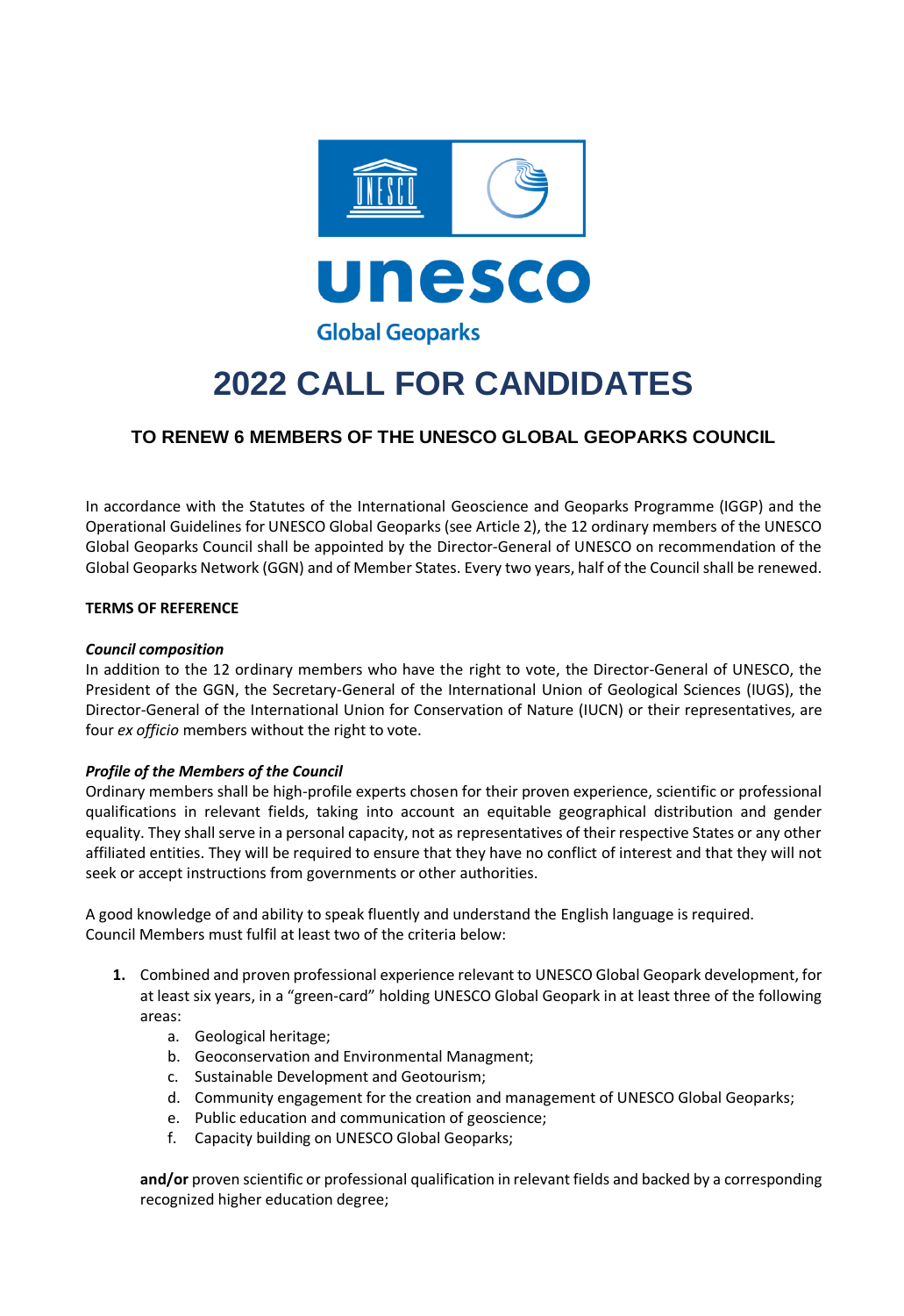# 2022 CALL FOR CANDIDATES

## TO RENEW 6 MEMBERS OF THE UNESCO GLOBAL GEOPARKS COUNCIL

In accordance with the Statutes of the International Geoscience and Geoparks Programme (IGGP) and the Operational Guidelines for UNESCO Global Geoparks (see Article 2), the 12 ordinary members of the UNESCO Global Geoparks Council shall be appointed by the Director-General of UNESCO on recommendation of the Global Geoparks Network (GGN) and of Member States. Every two years, half of the Council shall be renewed.

**TERMS OF REFERENCE**

***Council composition***

In addition to the 12 ordinary members who have the right to vote, the Director-General of UNESCO, the President of the GGN, the Secretary-General of the International Union of Geological Sciences (IUGS), the Director-General of the International Union for Conservation of Nature (IUCN) or their representatives, are four *ex officio* members without the right to vote.

***Profile of the Members of the Council***

Ordinary members shall be high-profile experts chosen for their proven experience, scientific or professional qualifications in relevant fields, taking into account an equitable geographical distribution and gender equality. They shall serve in a personal capacity, not as representatives of their respective States or any other affiliated entities. They will be required to ensure that they have no conflict of interest and that they will not seek or accept instructions from governments or other authorities.

A good knowledge of and ability to speak fluently and understand the English language is required.
Council Members must fulfil at least two of the criteria below:

1. Combined and proven professional experience relevant to UNESCO Global Geopark development, for at least six years, in a "green-card" holding UNESCO Global Geopark in at least three of the following areas:
   a. Geological heritage;
   b. Geoconservation and Environmental Managment;
   c. Sustainable Development and Geotourism;
   d. Community engagement for the creation and management of UNESCO Global Geoparks;
   e. Public education and communication of geoscience;
   f. Capacity building on UNESCO Global Geoparks;

   **and/or** proven scientific or professional qualification in relevant fields and backed by a corresponding recognized higher education degree;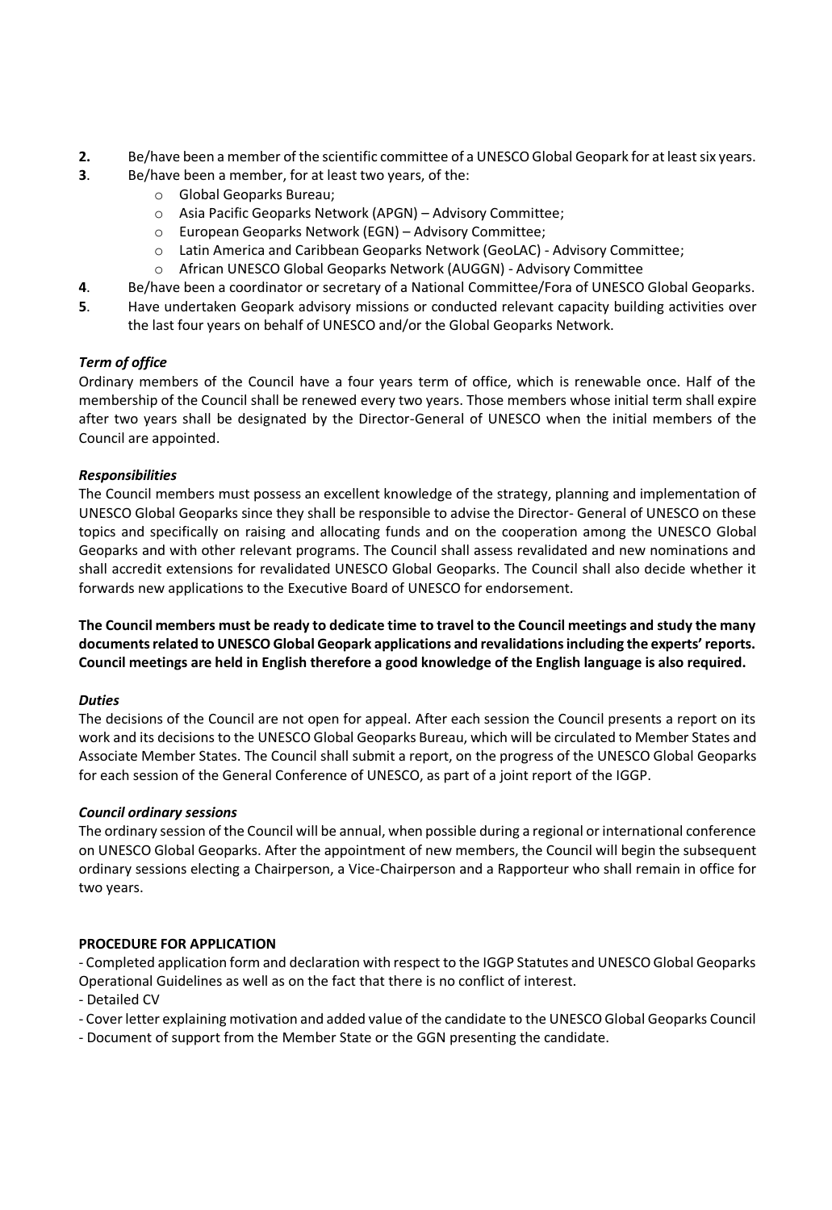2. Be/have been a member of the scientific committee of a UNESCO Global Geopark for at least six years.
3. Be/have been a member, for at least two years, of the:
   - Global Geoparks Bureau;
   - Asia Pacific Geoparks Network (APGN) – Advisory Committee;
   - European Geoparks Network (EGN) – Advisory Committee;
   - Latin America and Caribbean Geoparks Network (GeoLAC) - Advisory Committee;
   - African UNESCO Global Geoparks Network (AUGGN) - Advisory Committee
4. Be/have been a coordinator or secretary of a National Committee/Fora of UNESCO Global Geoparks.
5. Have undertaken Geopark advisory missions or conducted relevant capacity building activities over the last four years on behalf of UNESCO and/or the Global Geoparks Network.

***Term of office***

Ordinary members of the Council have a four years term of office, which is renewable once. Half of the membership of the Council shall be renewed every two years. Those members whose initial term shall expire after two years shall be designated by the Director-General of UNESCO when the initial members of the Council are appointed.

***Responsibilities***

The Council members must possess an excellent knowledge of the strategy, planning and implementation of UNESCO Global Geoparks since they shall be responsible to advise the Director- General of UNESCO on these topics and specifically on raising and allocating funds and on the cooperation among the UNESCO Global Geoparks and with other relevant programs. The Council shall assess revalidated and new nominations and shall accredit extensions for revalidated UNESCO Global Geoparks. The Council shall also decide whether it forwards new applications to the Executive Board of UNESCO for endorsement.

**The Council members must be ready to dedicate time to travel to the Council meetings and study the many documents related to UNESCO Global Geopark applications and revalidations including the experts' reports. Council meetings are held in English therefore a good knowledge of the English language is also required.**

***Duties***

The decisions of the Council are not open for appeal. After each session the Council presents a report on its work and its decisions to the UNESCO Global Geoparks Bureau, which will be circulated to Member States and Associate Member States. The Council shall submit a report, on the progress of the UNESCO Global Geoparks for each session of the General Conference of UNESCO, as part of a joint report of the IGGP.

***Council ordinary sessions***

The ordinary session of the Council will be annual, when possible during a regional or international conference on UNESCO Global Geoparks. After the appointment of new members, the Council will begin the subsequent ordinary sessions electing a Chairperson, a Vice-Chairperson and a Rapporteur who shall remain in office for two years.

**PROCEDURE FOR APPLICATION**

- Completed application form and declaration with respect to the IGGP Statutes and UNESCO Global Geoparks Operational Guidelines as well as on the fact that there is no conflict of interest.
- Detailed CV
- Cover letter explaining motivation and added value of the candidate to the UNESCO Global Geoparks Council
- Document of support from the Member State or the GGN presenting the candidate.